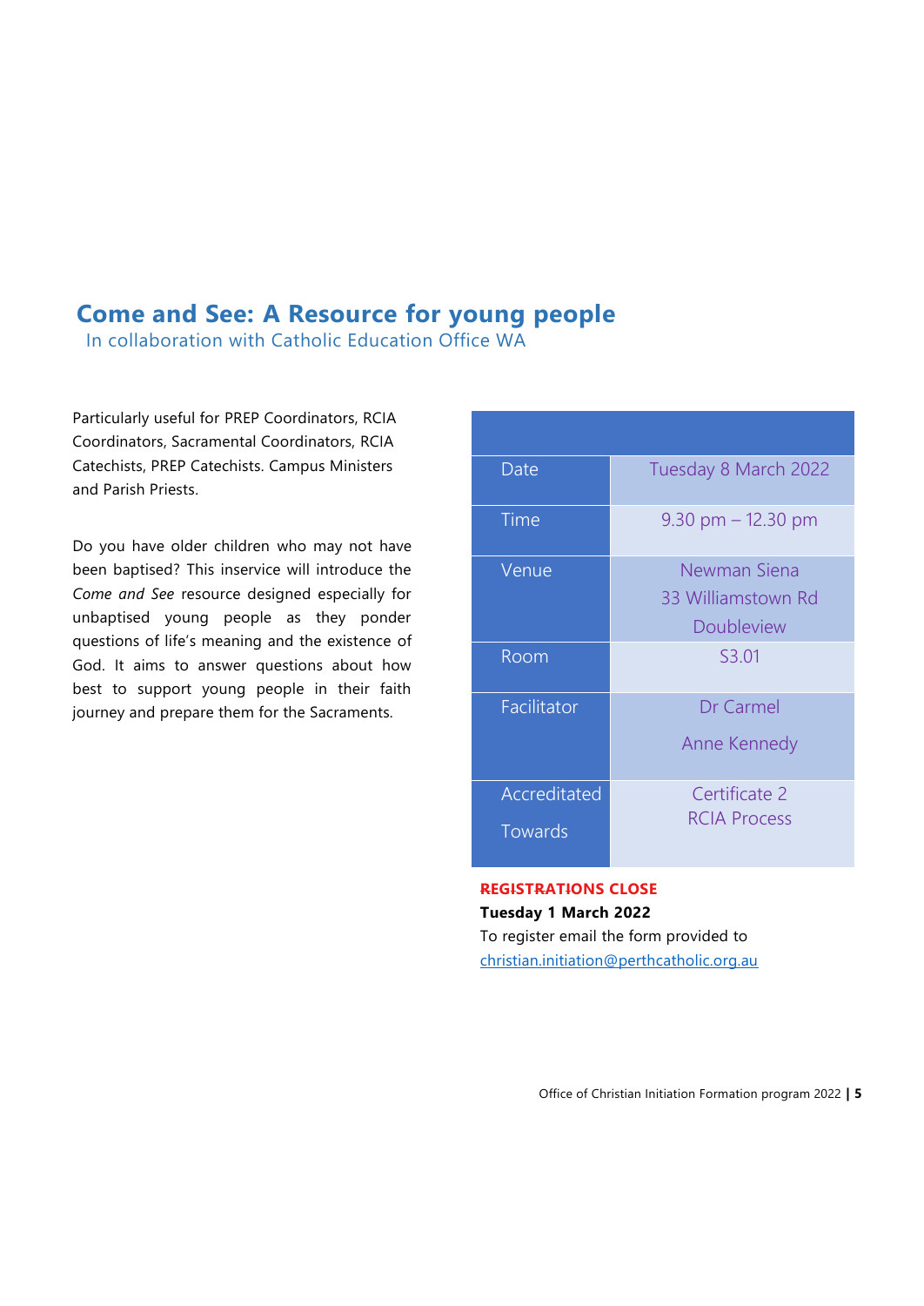# Come and See: A Resource for young people

In collaboration with Catholic Education Office WA

Particularly useful for PREP Coordinators, RCIA Coordinators, Sacramental Coordinators, RCIA Catechists, PREP Catechists. Campus Ministers and Parish Priests.

Do you have older children who may not have been baptised? This inservice will introduce the *Come and See* resource designed especially for unbaptised young people as they ponder questions of life's meaning and the existence of God. It aims to answer questions about how best to support young people in their faith journey and prepare them for the Sacraments.

| | |
|---|---|
| Date | Tuesday 8 March 2022 |
| Time | 9.30 pm – 12.30 pm |
| Venue | Newman Siena<br>33 Williamstown Rd<br>Doubleview |
| Room | S3.01 |
| Facilitator | Dr Carmel<br>Anne Kennedy |
| Accreditated Towards | Certificate 2<br>RCIA Process |

**REGISTRATIONS CLOSE**
**Tuesday 1 March 2022**
To register email the form provided to christian.initiation@perthcatholic.org.au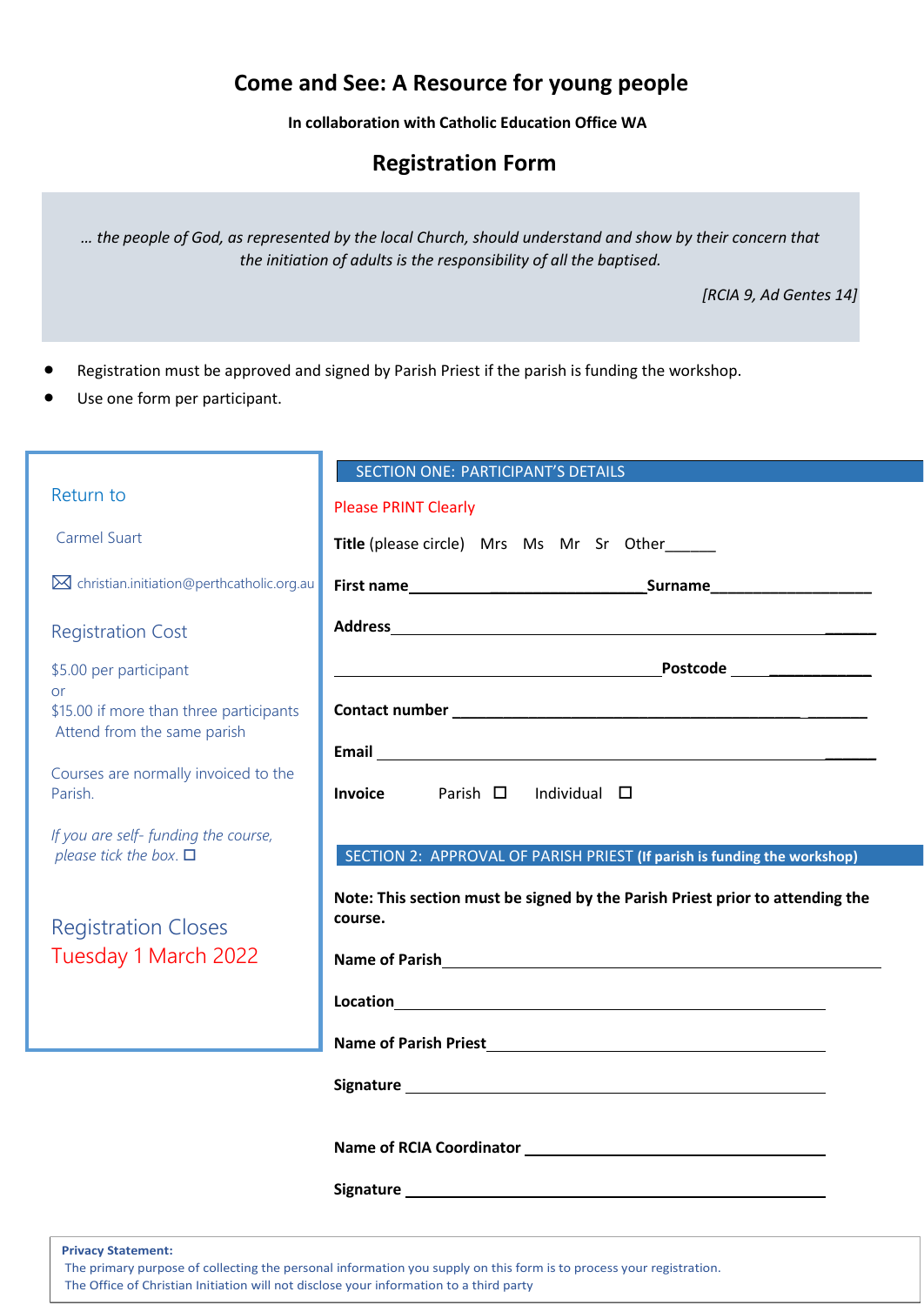# Come and See: A Resource for young people

**In collaboration with Catholic Education Office WA**

## Registration Form

> *… the people of God, as represented by the local Church, should understand and show by their concern that the initiation of adults is the responsibility of all the baptised.*
>
> *[RCIA 9, Ad Gentes 14]*

- Registration must be approved and signed by Parish Priest if the parish is funding the workshop.
- Use one form per participant.

Return to

Carmel Suart

✉ christian.initiation@perthcatholic.org.au

Registration Cost

$5.00 per participant
or
$15.00 if more than three participants Attend from the same parish

Courses are normally invoiced to the Parish.

*If you are self- funding the course, please tick the box.* ☐

Registration Closes
Tuesday 1 March 2022

### SECTION ONE: PARTICIPANT'S DETAILS

Please PRINT Clearly

**Title** (please circle) Mrs Ms Mr Sr Other______

**First name**______________________________ **Surname**____________________

**Address**_________________________________________________________

_____________________________________________ **Postcode** ______________

**Contact number** ___________________________________________________

**Email** ___________________________________________________________

**Invoice** Parish ☐ Individual ☐

### SECTION 2: APPROVAL OF PARISH PRIEST (If parish is funding the workshop)

**Note: This section must be signed by the Parish Priest prior to attending the course.**

**Name of Parish**____________________________________________________

**Location**________________________________________________________

**Name of Parish Priest**______________________________________________

**Signature** _______________________________________________________

**Name of RCIA Coordinator** _________________________________________

**Signature** _______________________________________________________

**Privacy Statement:**
The primary purpose of collecting the personal information you supply on this form is to process your registration.
The Office of Christian Initiation will not disclose your information to a third party